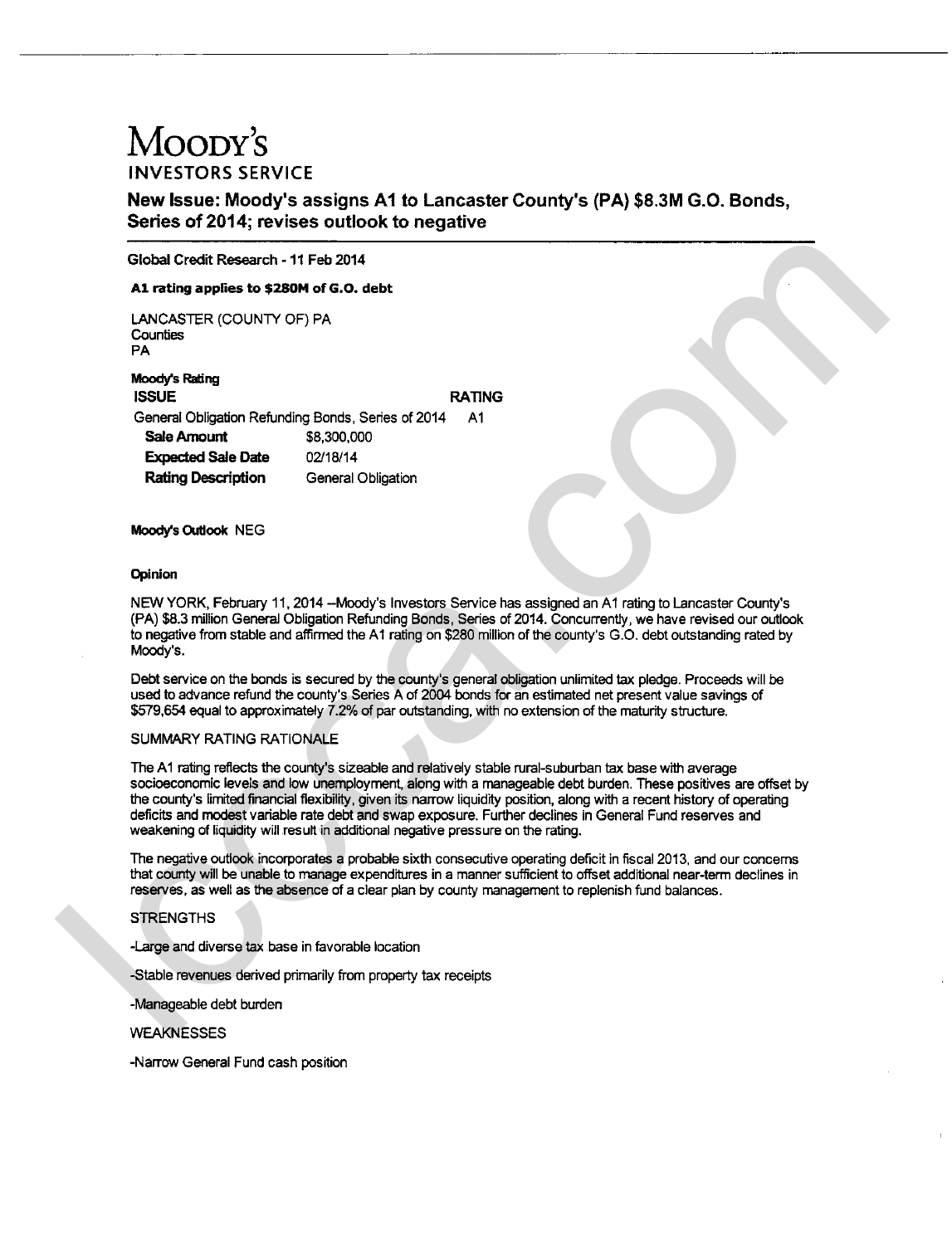# Moody's
## INVESTORS SERVICE

## New Issue: Moody's assigns A1 to Lancaster County's (PA) $8.3M G.O. Bonds, Series of 2014; revises outlook to negative

**Global Credit Research - 11 Feb 2014**

**A1 rating applies to $280M of G.O. debt**

LANCASTER (COUNTY OF) PA
Counties
PA

**Moody's Rating**

| ISSUE | | RATING |
|---|---|---|
| General Obligation Refunding Bonds, Series of 2014 | | A1 |
| **Sale Amount** | $8,300,000 | |
| **Expected Sale Date** | 02/18/14 | |
| **Rating Description** | General Obligation | |

**Moody's Outlook** NEG

**Opinion**

NEW YORK, February 11, 2014 --Moody's Investors Service has assigned an A1 rating to Lancaster County's (PA) $8.3 million General Obligation Refunding Bonds, Series of 2014. Concurrently, we have revised our outlook to negative from stable and affirmed the A1 rating on $280 million of the county's G.O. debt outstanding rated by Moody's.

Debt service on the bonds is secured by the county's general obligation unlimited tax pledge. Proceeds will be used to advance refund the county's Series A of 2004 bonds for an estimated net present value savings of $579,654 equal to approximately 7.2% of par outstanding, with no extension of the maturity structure.

SUMMARY RATING RATIONALE

The A1 rating reflects the county's sizeable and relatively stable rural-suburban tax base with average socioeconomic levels and low unemployment, along with a manageable debt burden. These positives are offset by the county's limited financial flexibility, given its narrow liquidity position, along with a recent history of operating deficits and modest variable rate debt and swap exposure. Further declines in General Fund reserves and weakening of liquidity will result in additional negative pressure on the rating.

The negative outlook incorporates a probable sixth consecutive operating deficit in fiscal 2013, and our concerns that county will be unable to manage expenditures in a manner sufficient to offset additional near-term declines in reserves, as well as the absence of a clear plan by county management to replenish fund balances.

STRENGTHS

-Large and diverse tax base in favorable location

-Stable revenues derived primarily from property tax receipts

-Manageable debt burden

WEAKNESSES

-Narrow General Fund cash position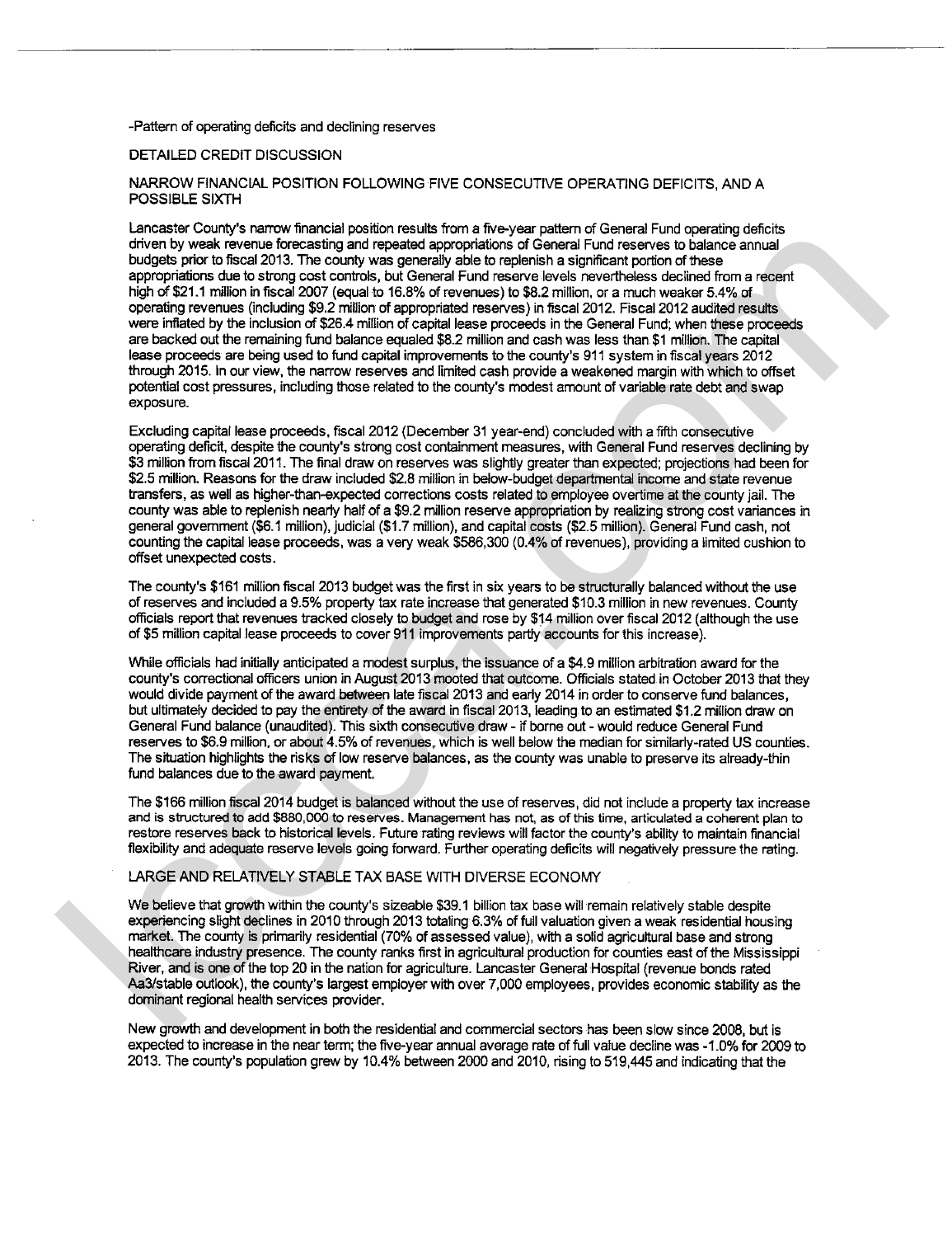-Pattern of operating deficits and declining reserves

DETAILED CREDIT DISCUSSION

NARROW FINANCIAL POSITION FOLLOWING FIVE CONSECUTIVE OPERATING DEFICITS, AND A POSSIBLE SIXTH

Lancaster County's narrow financial position results from a five-year pattern of General Fund operating deficits driven by weak revenue forecasting and repeated appropriations of General Fund reserves to balance annual budgets prior to fiscal 2013. The county was generally able to replenish a significant portion of these appropriations due to strong cost controls, but General Fund reserve levels nevertheless declined from a recent high of $21.1 million in fiscal 2007 (equal to 16.8% of revenues) to $8.2 million, or a much weaker 5.4% of operating revenues (including $9.2 million of appropriated reserves) in fiscal 2012. Fiscal 2012 audited results were inflated by the inclusion of $26.4 million of capital lease proceeds in the General Fund; when these proceeds are backed out the remaining fund balance equaled $8.2 million and cash was less than $1 million. The capital lease proceeds are being used to fund capital improvements to the county's 911 system in fiscal years 2012 through 2015. In our view, the narrow reserves and limited cash provide a weakened margin with which to offset potential cost pressures, including those related to the county's modest amount of variable rate debt and swap exposure.

Excluding capital lease proceeds, fiscal 2012 (December 31 year-end) concluded with a fifth consecutive operating deficit, despite the county's strong cost containment measures, with General Fund reserves declining by $3 million from fiscal 2011. The final draw on reserves was slightly greater than expected; projections had been for $2.5 million. Reasons for the draw included $2.8 million in below-budget departmental income and state revenue transfers, as well as higher-than-expected corrections costs related to employee overtime at the county jail. The county was able to replenish nearly half of a $9.2 million reserve appropriation by realizing strong cost variances in general government ($6.1 million), judicial ($1.7 million), and capital costs ($2.5 million). General Fund cash, not counting the capital lease proceeds, was a very weak $586,300 (0.4% of revenues), providing a limited cushion to offset unexpected costs.

The county's $161 million fiscal 2013 budget was the first in six years to be structurally balanced without the use of reserves and included a 9.5% property tax rate increase that generated $10.3 million in new revenues. County officials report that revenues tracked closely to budget and rose by $14 million over fiscal 2012 (although the use of $5 million capital lease proceeds to cover 911 improvements partly accounts for this increase).

While officials had initially anticipated a modest surplus, the issuance of a $4.9 million arbitration award for the county's correctional officers union in August 2013 mooted that outcome. Officials stated in October 2013 that they would divide payment of the award between late fiscal 2013 and early 2014 in order to conserve fund balances, but ultimately decided to pay the entirety of the award in fiscal 2013, leading to an estimated $1.2 million draw on General Fund balance (unaudited). This sixth consecutive draw - if borne out - would reduce General Fund reserves to $6.9 million, or about 4.5% of revenues, which is well below the median for similarly-rated US counties. The situation highlights the risks of low reserve balances, as the county was unable to preserve its already-thin fund balances due to the award payment.

The $166 million fiscal 2014 budget is balanced without the use of reserves, did not include a property tax increase and is structured to add $880,000 to reserves. Management has not, as of this time, articulated a coherent plan to restore reserves back to historical levels. Future rating reviews will factor the county's ability to maintain financial flexibility and adequate reserve levels going forward. Further operating deficits will negatively pressure the rating.

LARGE AND RELATIVELY STABLE TAX BASE WITH DIVERSE ECONOMY

We believe that growth within the county's sizeable $39.1 billion tax base will remain relatively stable despite experiencing slight declines in 2010 through 2013 totaling 6.3% of full valuation given a weak residential housing market. The county is primarily residential (70% of assessed value), with a solid agricultural base and strong healthcare industry presence. The county ranks first in agricultural production for counties east of the Mississippi River, and is one of the top 20 in the nation for agriculture. Lancaster General Hospital (revenue bonds rated Aa3/stable outlook), the county's largest employer with over 7,000 employees, provides economic stability as the dominant regional health services provider.

New growth and development in both the residential and commercial sectors has been slow since 2008, but is expected to increase in the near term; the five-year annual average rate of full value decline was -1.0% for 2009 to 2013. The county's population grew by 10.4% between 2000 and 2010, rising to 519,445 and indicating that the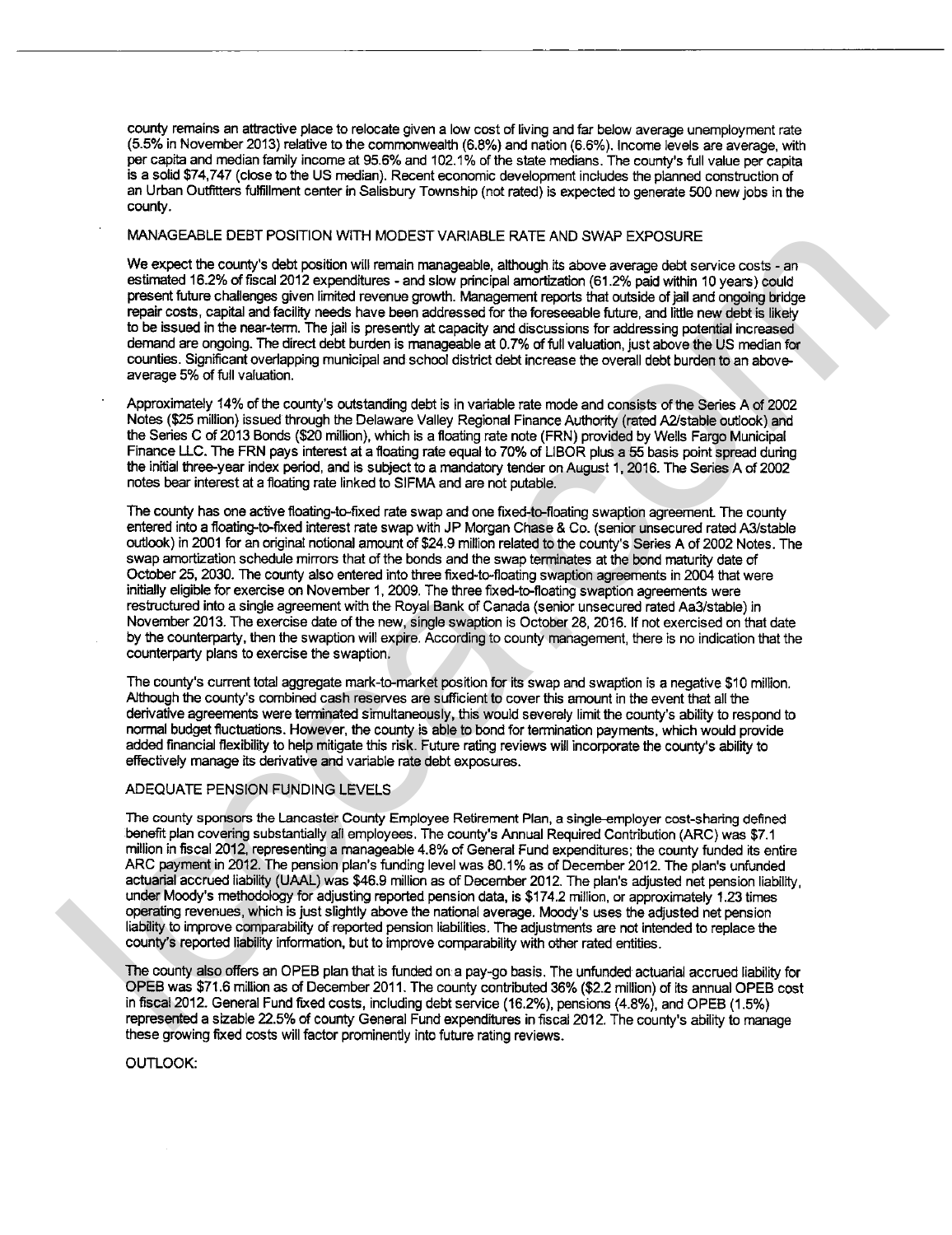county remains an attractive place to relocate given a low cost of living and far below average unemployment rate (5.5% in November 2013) relative to the commonwealth (6.8%) and nation (6.6%). Income levels are average, with per capita and median family income at 95.6% and 102.1% of the state medians. The county's full value per capita is a solid $74,747 (close to the US median). Recent economic development includes the planned construction of an Urban Outfitters fulfillment center in Salisbury Township (not rated) is expected to generate 500 new jobs in the county.

MANAGEABLE DEBT POSITION WITH MODEST VARIABLE RATE AND SWAP EXPOSURE

We expect the county's debt position will remain manageable, although its above average debt service costs - an estimated 16.2% of fiscal 2012 expenditures - and slow principal amortization (61.2% paid within 10 years) could present future challenges given limited revenue growth. Management reports that outside of jail and ongoing bridge repair costs, capital and facility needs have been addressed for the foreseeable future, and little new debt is likely to be issued in the near-term. The jail is presently at capacity and discussions for addressing potential increased demand are ongoing. The direct debt burden is manageable at 0.7% of full valuation, just above the US median for counties. Significant overlapping municipal and school district debt increase the overall debt burden to an above-average 5% of full valuation.

Approximately 14% of the county's outstanding debt is in variable rate mode and consists of the Series A of 2002 Notes ($25 million) issued through the Delaware Valley Regional Finance Authority (rated A2/stable outlook) and the Series C of 2013 Bonds ($20 million), which is a floating rate note (FRN) provided by Wells Fargo Municipal Finance LLC. The FRN pays interest at a floating rate equal to 70% of LIBOR plus a 55 basis point spread during the initial three-year index period, and is subject to a mandatory tender on August 1, 2016. The Series A of 2002 notes bear interest at a floating rate linked to SIFMA and are not putable.

The county has one active floating-to-fixed rate swap and one fixed-to-floating swaption agreement. The county entered into a floating-to-fixed interest rate swap with JP Morgan Chase & Co. (senior unsecured rated A3/stable outlook) in 2001 for an original notional amount of $24.9 million related to the county's Series A of 2002 Notes. The swap amortization schedule mirrors that of the bonds and the swap terminates at the bond maturity date of October 25, 2030. The county also entered into three fixed-to-floating swaption agreements in 2004 that were initially eligible for exercise on November 1, 2009. The three fixed-to-floating swaption agreements were restructured into a single agreement with the Royal Bank of Canada (senior unsecured rated Aa3/stable) in November 2013. The exercise date of the new, single swaption is October 28, 2016. If not exercised on that date by the counterparty, then the swaption will expire. According to county management, there is no indication that the counterparty plans to exercise the swaption.

The county's current total aggregate mark-to-market position for its swap and swaption is a negative $10 million. Although the county's combined cash reserves are sufficient to cover this amount in the event that all the derivative agreements were terminated simultaneously, this would severely limit the county's ability to respond to normal budget fluctuations. However, the county is able to bond for termination payments, which would provide added financial flexibility to help mitigate this risk. Future rating reviews will incorporate the county's ability to effectively manage its derivative and variable rate debt exposures.

ADEQUATE PENSION FUNDING LEVELS

The county sponsors the Lancaster County Employee Retirement Plan, a single-employer cost-sharing defined benefit plan covering substantially all employees. The county's Annual Required Contribution (ARC) was $7.1 million in fiscal 2012, representing a manageable 4.8% of General Fund expenditures; the county funded its entire ARC payment in 2012. The pension plan's funding level was 80.1% as of December 2012. The plan's unfunded actuarial accrued liability (UAAL) was $46.9 million as of December 2012. The plan's adjusted net pension liability, under Moody's methodology for adjusting reported pension data, is $174.2 million, or approximately 1.23 times operating revenues, which is just slightly above the national average. Moody's uses the adjusted net pension liability to improve comparability of reported pension liabilities. The adjustments are not intended to replace the county's reported liability information, but to improve comparability with other rated entities.

The county also offers an OPEB plan that is funded on a pay-go basis. The unfunded actuarial accrued liability for OPEB was $71.6 million as of December 2011. The county contributed 36% ($2.2 million) of its annual OPEB cost in fiscal 2012. General Fund fixed costs, including debt service (16.2%), pensions (4.8%), and OPEB (1.5%) represented a sizable 22.5% of county General Fund expenditures in fiscal 2012. The county's ability to manage these growing fixed costs will factor prominently into future rating reviews.

OUTLOOK: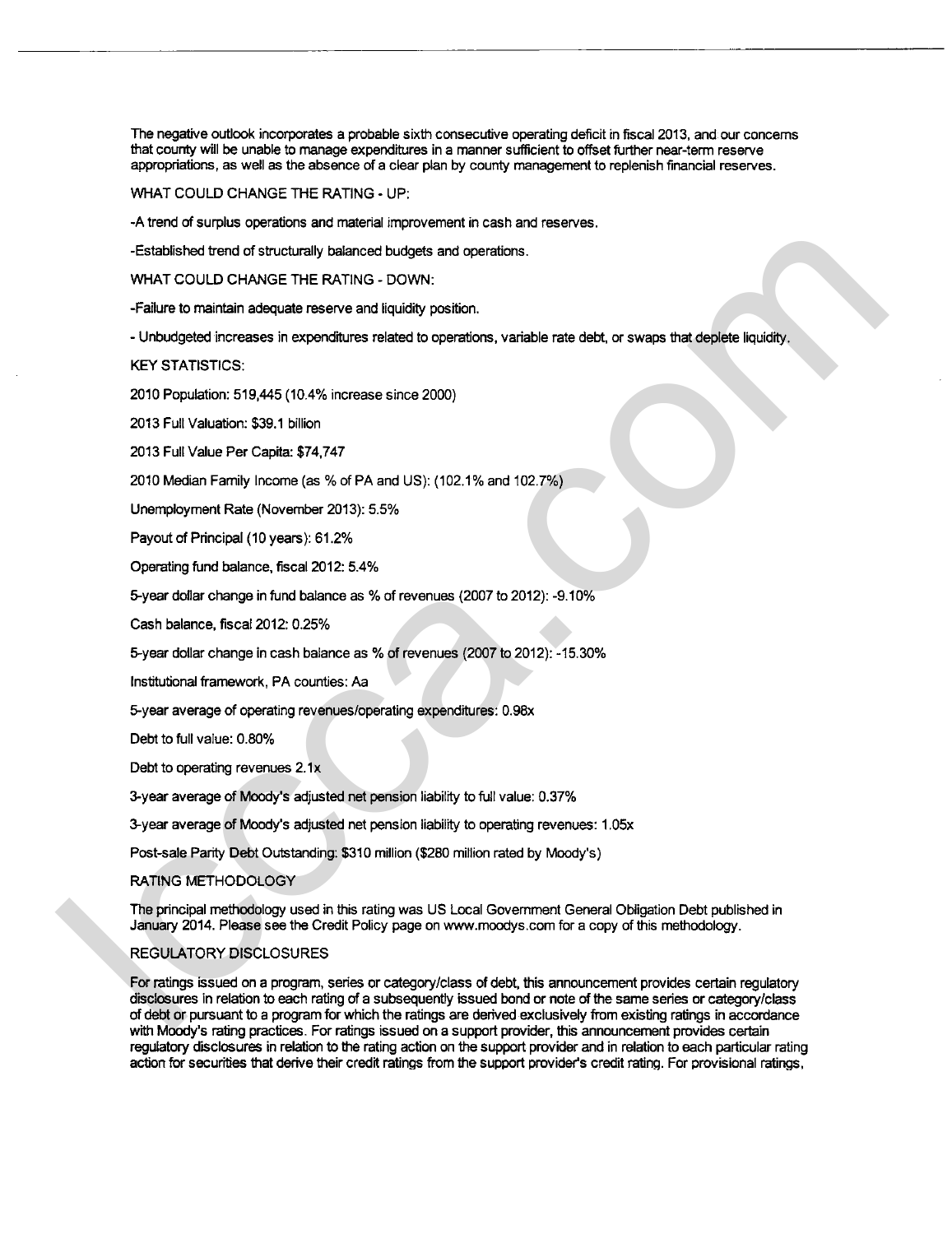The negative outlook incorporates a probable sixth consecutive operating deficit in fiscal 2013, and our concerns that county will be unable to manage expenditures in a manner sufficient to offset further near-term reserve appropriations, as well as the absence of a clear plan by county management to replenish financial reserves.

WHAT COULD CHANGE THE RATING - UP:

-A trend of surplus operations and material improvement in cash and reserves.

-Established trend of structurally balanced budgets and operations.

WHAT COULD CHANGE THE RATING - DOWN:

-Failure to maintain adequate reserve and liquidity position.

- Unbudgeted increases in expenditures related to operations, variable rate debt, or swaps that deplete liquidity.

KEY STATISTICS:

2010 Population: 519,445 (10.4% increase since 2000)

2013 Full Valuation: $39.1 billion

2013 Full Value Per Capita: $74,747

2010 Median Family Income (as % of PA and US): (102.1% and 102.7%)

Unemployment Rate (November 2013): 5.5%

Payout of Principal (10 years): 61.2%

Operating fund balance, fiscal 2012: 5.4%

5-year dollar change in fund balance as % of revenues (2007 to 2012): -9.10%

Cash balance, fiscal 2012: 0.25%

5-year dollar change in cash balance as % of revenues (2007 to 2012): -15.30%

Institutional framework, PA counties: Aa

5-year average of operating revenues/operating expenditures: 0.98x

Debt to full value: 0.80%

Debt to operating revenues 2.1x

3-year average of Moody's adjusted net pension liability to full value: 0.37%

3-year average of Moody's adjusted net pension liability to operating revenues: 1.05x

Post-sale Parity Debt Outstanding: $310 million ($280 million rated by Moody's)

RATING METHODOLOGY

The principal methodology used in this rating was US Local Government General Obligation Debt published in January 2014. Please see the Credit Policy page on www.moodys.com for a copy of this methodology.

REGULATORY DISCLOSURES

For ratings issued on a program, series or category/class of debt, this announcement provides certain regulatory disclosures in relation to each rating of a subsequently issued bond or note of the same series or category/class of debt or pursuant to a program for which the ratings are derived exclusively from existing ratings in accordance with Moody's rating practices. For ratings issued on a support provider, this announcement provides certain regulatory disclosures in relation to the rating action on the support provider and in relation to each particular rating action for securities that derive their credit ratings from the support provider's credit rating. For provisional ratings,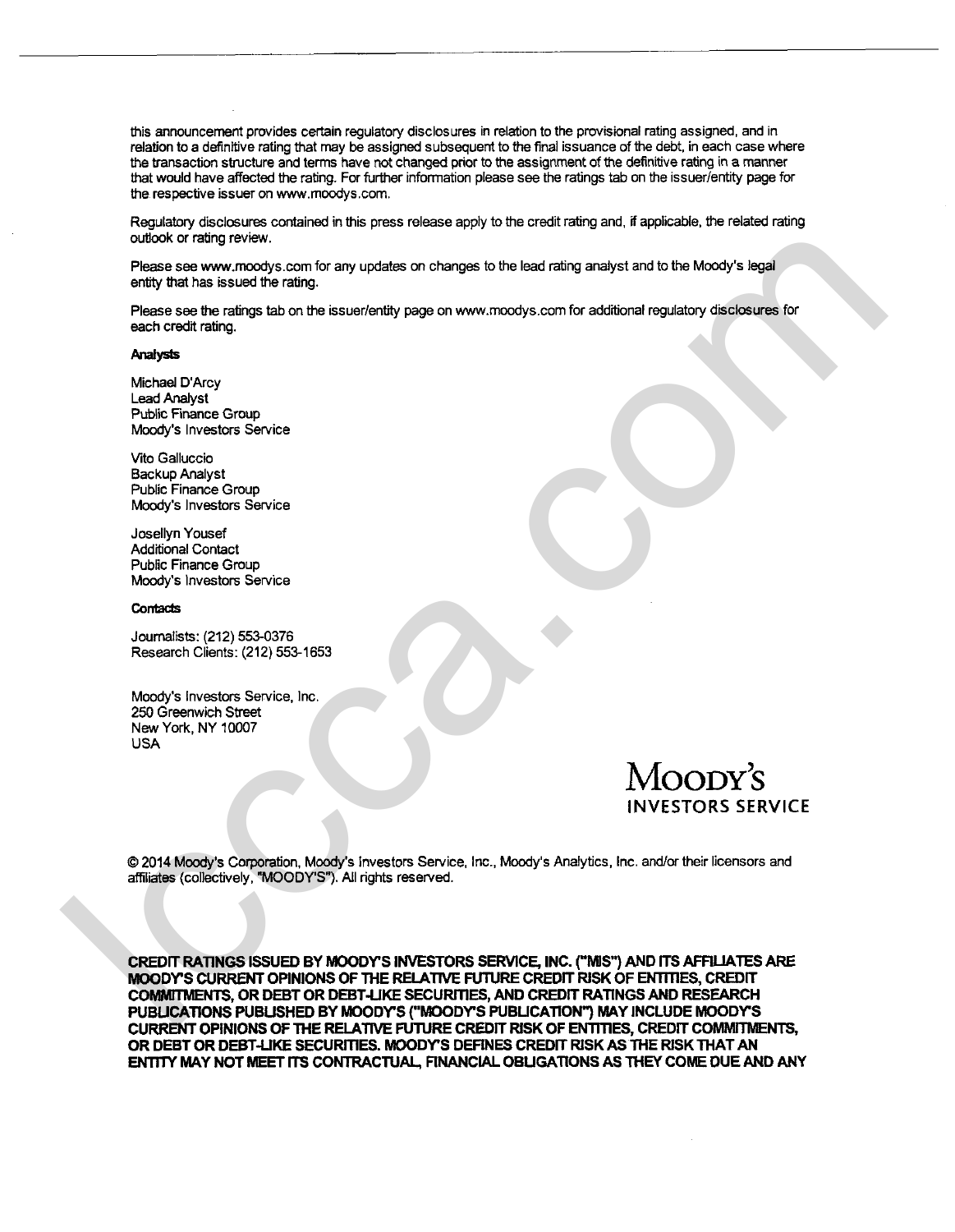this announcement provides certain regulatory disclosures in relation to the provisional rating assigned, and in relation to a definitive rating that may be assigned subsequent to the final issuance of the debt, in each case where the transaction structure and terms have not changed prior to the assignment of the definitive rating in a manner that would have affected the rating. For further information please see the ratings tab on the issuer/entity page for the respective issuer on www.moodys.com.

Regulatory disclosures contained in this press release apply to the credit rating and, if applicable, the related rating outlook or rating review.

Please see www.moodys.com for any updates on changes to the lead rating analyst and to the Moody's legal entity that has issued the rating.

Please see the ratings tab on the issuer/entity page on www.moodys.com for additional regulatory disclosures for each credit rating.

**Analysts**

Michael D'Arcy
Lead Analyst
Public Finance Group
Moody's Investors Service

Vito Galluccio
Backup Analyst
Public Finance Group
Moody's Investors Service

Josellyn Yousef
Additional Contact
Public Finance Group
Moody's Investors Service

**Contacts**

Journalists: (212) 553-0376
Research Clients: (212) 553-1653

Moody's Investors Service, Inc.
250 Greenwich Street
New York, NY 10007
USA

MOODY'S
INVESTORS SERVICE

© 2014 Moody's Corporation, Moody's Investors Service, Inc., Moody's Analytics, Inc. and/or their licensors and affiliates (collectively, "MOODY'S"). All rights reserved.

**CREDIT RATINGS ISSUED BY MOODY'S INVESTORS SERVICE, INC. ("MIS") AND ITS AFFILIATES ARE MOODY'S CURRENT OPINIONS OF THE RELATIVE FUTURE CREDIT RISK OF ENTITIES, CREDIT COMMITMENTS, OR DEBT OR DEBT-LIKE SECURITIES, AND CREDIT RATINGS AND RESEARCH PUBLICATIONS PUBLISHED BY MOODY'S ("MOODY'S PUBLICATION") MAY INCLUDE MOODY'S CURRENT OPINIONS OF THE RELATIVE FUTURE CREDIT RISK OF ENTITIES, CREDIT COMMITMENTS, OR DEBT OR DEBT-LIKE SECURITIES. MOODY'S DEFINES CREDIT RISK AS THE RISK THAT AN ENTITY MAY NOT MEET ITS CONTRACTUAL, FINANCIAL OBLIGATIONS AS THEY COME DUE AND ANY**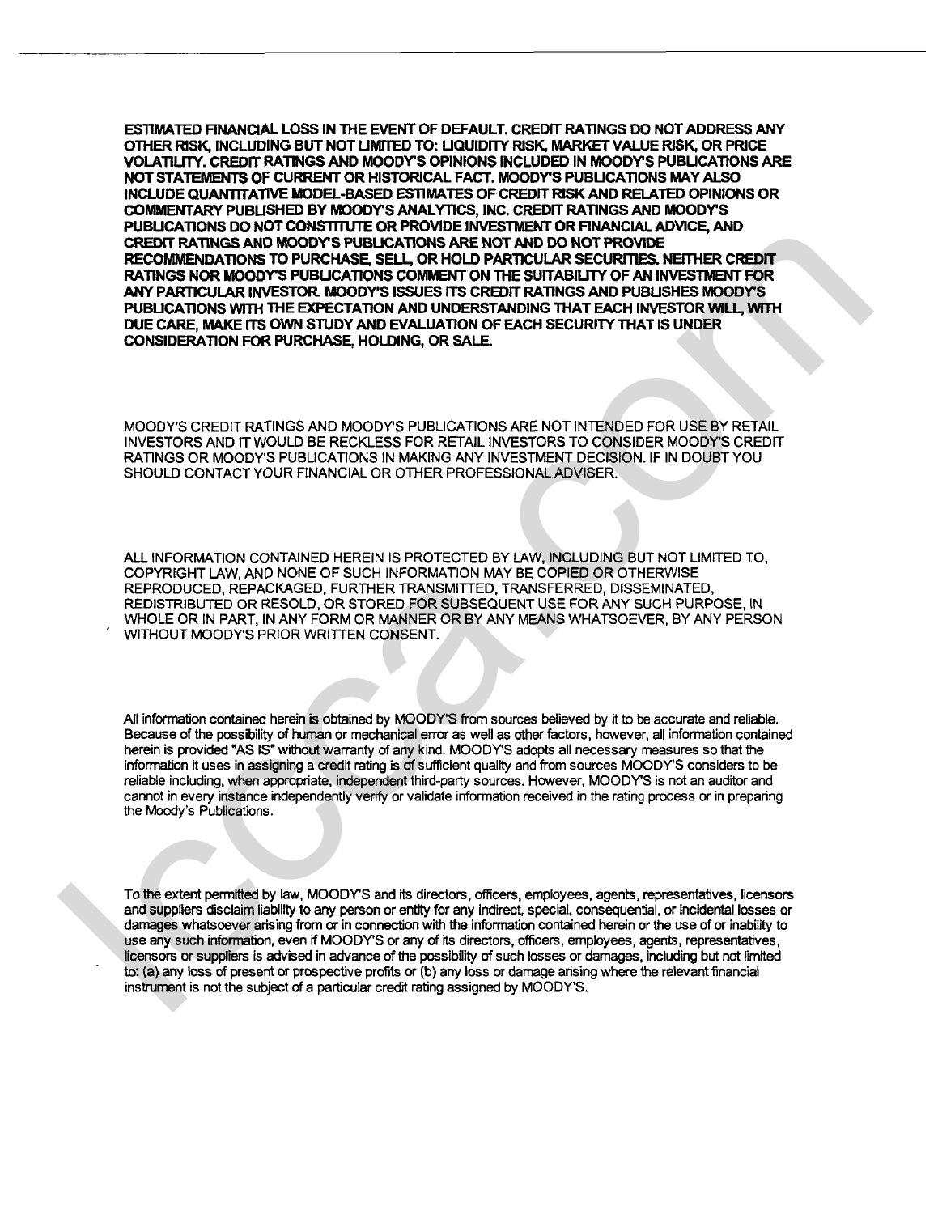**ESTIMATED FINANCIAL LOSS IN THE EVENT OF DEFAULT. CREDIT RATINGS DO NOT ADDRESS ANY OTHER RISK, INCLUDING BUT NOT LIMITED TO: LIQUIDITY RISK, MARKET VALUE RISK, OR PRICE VOLATILITY. CREDIT RATINGS AND MOODY'S OPINIONS INCLUDED IN MOODY'S PUBLICATIONS ARE NOT STATEMENTS OF CURRENT OR HISTORICAL FACT. MOODY'S PUBLICATIONS MAY ALSO INCLUDE QUANTITATIVE MODEL-BASED ESTIMATES OF CREDIT RISK AND RELATED OPINIONS OR COMMENTARY PUBLISHED BY MOODY'S ANALYTICS, INC. CREDIT RATINGS AND MOODY'S PUBLICATIONS DO NOT CONSTITUTE OR PROVIDE INVESTMENT OR FINANCIAL ADVICE, AND CREDIT RATINGS AND MOODY'S PUBLICATIONS ARE NOT AND DO NOT PROVIDE RECOMMENDATIONS TO PURCHASE, SELL, OR HOLD PARTICULAR SECURITIES. NEITHER CREDIT RATINGS NOR MOODY'S PUBLICATIONS COMMENT ON THE SUITABILITY OF AN INVESTMENT FOR ANY PARTICULAR INVESTOR. MOODY'S ISSUES ITS CREDIT RATINGS AND PUBLISHES MOODY'S PUBLICATIONS WITH THE EXPECTATION AND UNDERSTANDING THAT EACH INVESTOR WILL, WITH DUE CARE, MAKE ITS OWN STUDY AND EVALUATION OF EACH SECURITY THAT IS UNDER CONSIDERATION FOR PURCHASE, HOLDING, OR SALE.**

MOODY'S CREDIT RATINGS AND MOODY'S PUBLICATIONS ARE NOT INTENDED FOR USE BY RETAIL INVESTORS AND IT WOULD BE RECKLESS FOR RETAIL INVESTORS TO CONSIDER MOODY'S CREDIT RATINGS OR MOODY'S PUBLICATIONS IN MAKING ANY INVESTMENT DECISION. IF IN DOUBT YOU SHOULD CONTACT YOUR FINANCIAL OR OTHER PROFESSIONAL ADVISER.

ALL INFORMATION CONTAINED HEREIN IS PROTECTED BY LAW, INCLUDING BUT NOT LIMITED TO, COPYRIGHT LAW, AND NONE OF SUCH INFORMATION MAY BE COPIED OR OTHERWISE REPRODUCED, REPACKAGED, FURTHER TRANSMITTED, TRANSFERRED, DISSEMINATED, REDISTRIBUTED OR RESOLD, OR STORED FOR SUBSEQUENT USE FOR ANY SUCH PURPOSE, IN WHOLE OR IN PART, IN ANY FORM OR MANNER OR BY ANY MEANS WHATSOEVER, BY ANY PERSON WITHOUT MOODY'S PRIOR WRITTEN CONSENT.

All information contained herein is obtained by MOODY'S from sources believed by it to be accurate and reliable. Because of the possibility of human or mechanical error as well as other factors, however, all information contained herein is provided "AS IS" without warranty of any kind. MOODY'S adopts all necessary measures so that the information it uses in assigning a credit rating is of sufficient quality and from sources MOODY'S considers to be reliable including, when appropriate, independent third-party sources. However, MOODY'S is not an auditor and cannot in every instance independently verify or validate information received in the rating process or in preparing the Moody's Publications.

To the extent permitted by law, MOODY'S and its directors, officers, employees, agents, representatives, licensors and suppliers disclaim liability to any person or entity for any indirect, special, consequential, or incidental losses or damages whatsoever arising from or in connection with the information contained herein or the use of or inability to use any such information, even if MOODY'S or any of its directors, officers, employees, agents, representatives, licensors or suppliers is advised in advance of the possibility of such losses or damages, including but not limited to: (a) any loss of present or prospective profits or (b) any loss or damage arising where the relevant financial instrument is not the subject of a particular credit rating assigned by MOODY'S.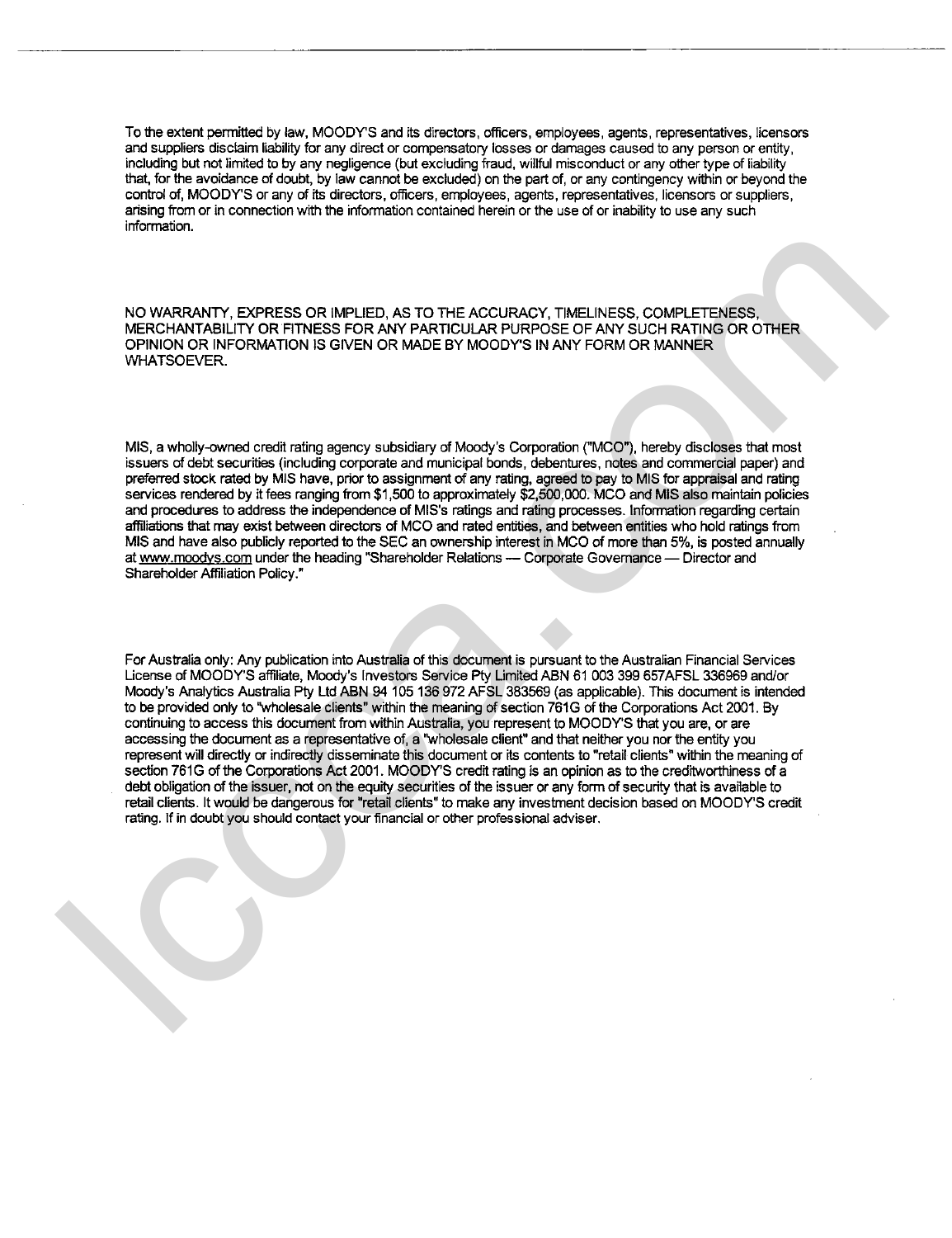To the extent permitted by law, MOODY'S and its directors, officers, employees, agents, representatives, licensors and suppliers disclaim liability for any direct or compensatory losses or damages caused to any person or entity, including but not limited to by any negligence (but excluding fraud, willful misconduct or any other type of liability that, for the avoidance of doubt, by law cannot be excluded) on the part of, or any contingency within or beyond the control of, MOODY'S or any of its directors, officers, employees, agents, representatives, licensors or suppliers, arising from or in connection with the information contained herein or the use of or inability to use any such information.

NO WARRANTY, EXPRESS OR IMPLIED, AS TO THE ACCURACY, TIMELINESS, COMPLETENESS, MERCHANTABILITY OR FITNESS FOR ANY PARTICULAR PURPOSE OF ANY SUCH RATING OR OTHER OPINION OR INFORMATION IS GIVEN OR MADE BY MOODY'S IN ANY FORM OR MANNER WHATSOEVER.

MIS, a wholly-owned credit rating agency subsidiary of Moody's Corporation ("MCO"), hereby discloses that most issuers of debt securities (including corporate and municipal bonds, debentures, notes and commercial paper) and preferred stock rated by MIS have, prior to assignment of any rating, agreed to pay to MIS for appraisal and rating services rendered by it fees ranging from $1,500 to approximately $2,500,000. MCO and MIS also maintain policies and procedures to address the independence of MIS's ratings and rating processes. Information regarding certain affiliations that may exist between directors of MCO and rated entities, and between entities who hold ratings from MIS and have also publicly reported to the SEC an ownership interest in MCO of more than 5%, is posted annually at www.moodys.com under the heading "Shareholder Relations — Corporate Governance — Director and Shareholder Affiliation Policy."

For Australia only: Any publication into Australia of this document is pursuant to the Australian Financial Services License of MOODY'S affiliate, Moody's Investors Service Pty Limited ABN 61 003 399 657AFSL 336969 and/or Moody's Analytics Australia Pty Ltd ABN 94 105 136 972 AFSL 383569 (as applicable). This document is intended to be provided only to "wholesale clients" within the meaning of section 761G of the Corporations Act 2001. By continuing to access this document from within Australia, you represent to MOODY'S that you are, or are accessing the document as a representative of, a "wholesale client" and that neither you nor the entity you represent will directly or indirectly disseminate this document or its contents to "retail clients" within the meaning of section 761G of the Corporations Act 2001. MOODY'S credit rating is an opinion as to the creditworthiness of a debt obligation of the issuer, not on the equity securities of the issuer or any form of security that is available to retail clients. It would be dangerous for "retail clients" to make any investment decision based on MOODY'S credit rating. If in doubt you should contact your financial or other professional adviser.